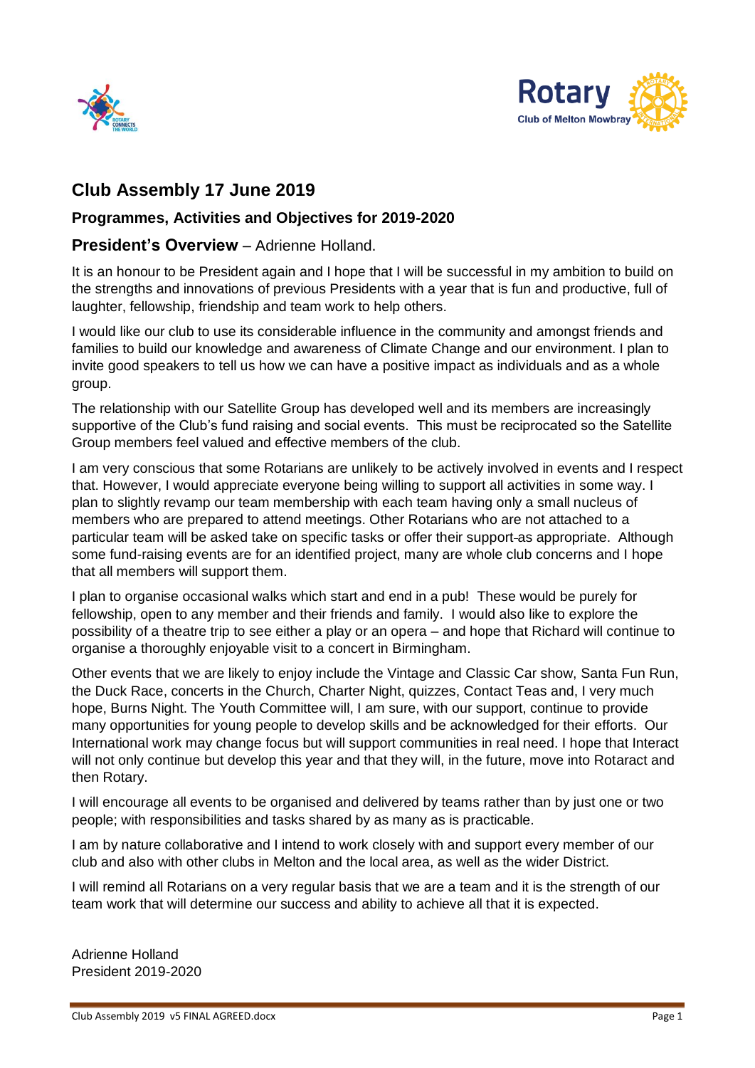# Club Assembly 17 June 2019

## Programmes, Activities and Objectives for 2019-2020

### President's Overview – Adrienne Holland.

It is an honour to be President again and I hope that I will be successful in my ambition to build on the strengths and innovations of previous Presidents with a year that is fun and productive, full of laughter, fellowship, friendship and team work to help others.

I would like our club to use its considerable influence in the community and amongst friends and families to build our knowledge and awareness of Climate Change and our environment. I plan to invite good speakers to tell us how we can have a positive impact as individuals and as a whole group.

The relationship with our Satellite Group has developed well and its members are increasingly supportive of the Club's fund raising and social events. This must be reciprocated so the Satellite Group members feel valued and effective members of the club.

I am very conscious that some Rotarians are unlikely to be actively involved in events and I respect that. However, I would appreciate everyone being willing to support all activities in some way. I plan to slightly revamp our team membership with each team having only a small nucleus of members who are prepared to attend meetings. Other Rotarians who are not attached to a particular team will be asked take on specific tasks or offer their support as appropriate. Although some fund-raising events are for an identified project, many are whole club concerns and I hope that all members will support them.

I plan to organise occasional walks which start and end in a pub! These would be purely for fellowship, open to any member and their friends and family. I would also like to explore the possibility of a theatre trip to see either a play or an opera – and hope that Richard will continue to organise a thoroughly enjoyable visit to a concert in Birmingham.

Other events that we are likely to enjoy include the Vintage and Classic Car show, Santa Fun Run, the Duck Race, concerts in the Church, Charter Night, quizzes, Contact Teas and, I very much hope, Burns Night. The Youth Committee will, I am sure, with our support, continue to provide many opportunities for young people to develop skills and be acknowledged for their efforts. Our International work may change focus but will support communities in real need. I hope that Interact will not only continue but develop this year and that they will, in the future, move into Rotaract and then Rotary.

I will encourage all events to be organised and delivered by teams rather than by just one or two people; with responsibilities and tasks shared by as many as is practicable.

I am by nature collaborative and I intend to work closely with and support every member of our club and also with other clubs in Melton and the local area, as well as the wider District.

I will remind all Rotarians on a very regular basis that we are a team and it is the strength of our team work that will determine our success and ability to achieve all that it is expected.

Adrienne Holland
President 2019-2020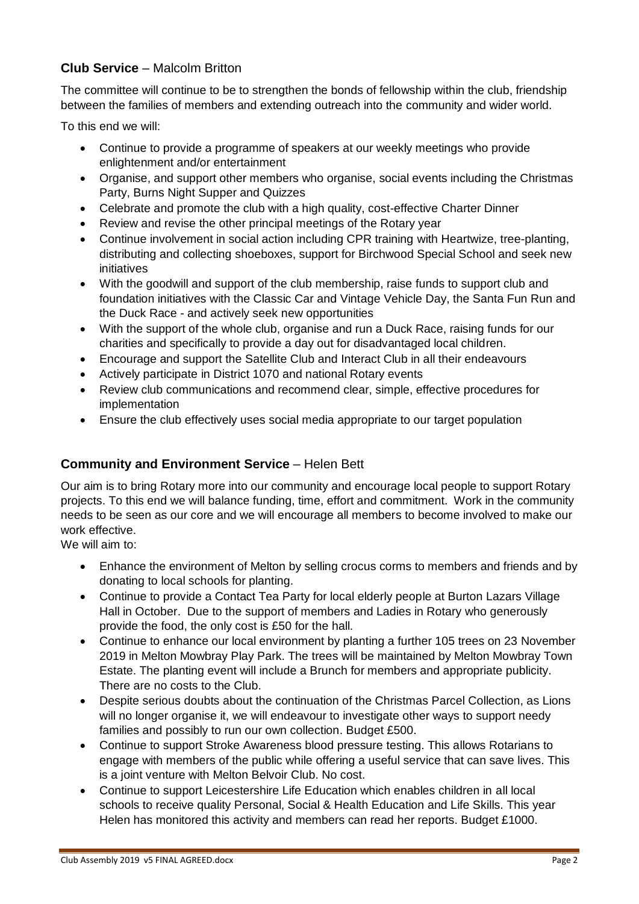## **Club Service** – Malcolm Britton

The committee will continue to be to strengthen the bonds of fellowship within the club, friendship between the families of members and extending outreach into the community and wider world.

To this end we will:

- Continue to provide a programme of speakers at our weekly meetings who provide enlightenment and/or entertainment
- Organise, and support other members who organise, social events including the Christmas Party, Burns Night Supper and Quizzes
- Celebrate and promote the club with a high quality, cost-effective Charter Dinner
- Review and revise the other principal meetings of the Rotary year
- Continue involvement in social action including CPR training with Heartwize, tree-planting, distributing and collecting shoeboxes, support for Birchwood Special School and seek new initiatives
- With the goodwill and support of the club membership, raise funds to support club and foundation initiatives with the Classic Car and Vintage Vehicle Day, the Santa Fun Run and the Duck Race - and actively seek new opportunities
- With the support of the whole club, organise and run a Duck Race, raising funds for our charities and specifically to provide a day out for disadvantaged local children.
- Encourage and support the Satellite Club and Interact Club in all their endeavours
- Actively participate in District 1070 and national Rotary events
- Review club communications and recommend clear, simple, effective procedures for implementation
- Ensure the club effectively uses social media appropriate to our target population

## **Community and Environment Service** – Helen Bett

Our aim is to bring Rotary more into our community and encourage local people to support Rotary projects. To this end we will balance funding, time, effort and commitment. Work in the community needs to be seen as our core and we will encourage all members to become involved to make our work effective.

We will aim to:

- Enhance the environment of Melton by selling crocus corms to members and friends and by donating to local schools for planting.
- Continue to provide a Contact Tea Party for local elderly people at Burton Lazars Village Hall in October. Due to the support of members and Ladies in Rotary who generously provide the food, the only cost is £50 for the hall.
- Continue to enhance our local environment by planting a further 105 trees on 23 November 2019 in Melton Mowbray Play Park. The trees will be maintained by Melton Mowbray Town Estate. The planting event will include a Brunch for members and appropriate publicity. There are no costs to the Club.
- Despite serious doubts about the continuation of the Christmas Parcel Collection, as Lions will no longer organise it, we will endeavour to investigate other ways to support needy families and possibly to run our own collection. Budget £500.
- Continue to support Stroke Awareness blood pressure testing. This allows Rotarians to engage with members of the public while offering a useful service that can save lives. This is a joint venture with Melton Belvoir Club. No cost.
- Continue to support Leicestershire Life Education which enables children in all local schools to receive quality Personal, Social & Health Education and Life Skills. This year Helen has monitored this activity and members can read her reports. Budget £1000.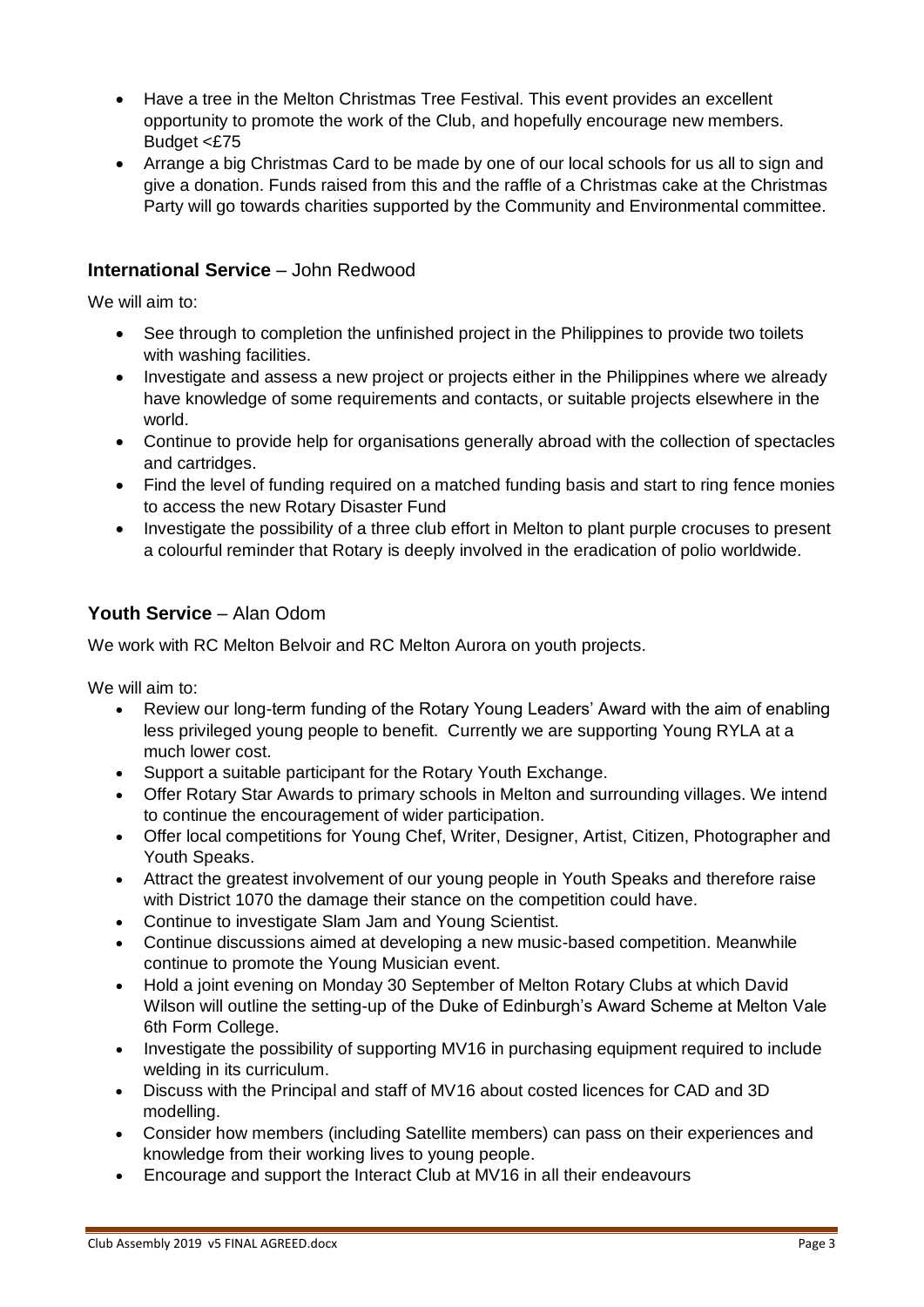- Have a tree in the Melton Christmas Tree Festival. This event provides an excellent opportunity to promote the work of the Club, and hopefully encourage new members. Budget <£75
- Arrange a big Christmas Card to be made by one of our local schools for us all to sign and give a donation. Funds raised from this and the raffle of a Christmas cake at the Christmas Party will go towards charities supported by the Community and Environmental committee.

### **International Service** – John Redwood

We will aim to:

- See through to completion the unfinished project in the Philippines to provide two toilets with washing facilities.
- Investigate and assess a new project or projects either in the Philippines where we already have knowledge of some requirements and contacts, or suitable projects elsewhere in the world.
- Continue to provide help for organisations generally abroad with the collection of spectacles and cartridges.
- Find the level of funding required on a matched funding basis and start to ring fence monies to access the new Rotary Disaster Fund
- Investigate the possibility of a three club effort in Melton to plant purple crocuses to present a colourful reminder that Rotary is deeply involved in the eradication of polio worldwide.

### **Youth Service** – Alan Odom

We work with RC Melton Belvoir and RC Melton Aurora on youth projects.

We will aim to:

- Review our long-term funding of the Rotary Young Leaders' Award with the aim of enabling less privileged young people to benefit. Currently we are supporting Young RYLA at a much lower cost.
- Support a suitable participant for the Rotary Youth Exchange.
- Offer Rotary Star Awards to primary schools in Melton and surrounding villages. We intend to continue the encouragement of wider participation.
- Offer local competitions for Young Chef, Writer, Designer, Artist, Citizen, Photographer and Youth Speaks.
- Attract the greatest involvement of our young people in Youth Speaks and therefore raise with District 1070 the damage their stance on the competition could have.
- Continue to investigate Slam Jam and Young Scientist.
- Continue discussions aimed at developing a new music-based competition. Meanwhile continue to promote the Young Musician event.
- Hold a joint evening on Monday 30 September of Melton Rotary Clubs at which David Wilson will outline the setting-up of the Duke of Edinburgh's Award Scheme at Melton Vale 6th Form College.
- Investigate the possibility of supporting MV16 in purchasing equipment required to include welding in its curriculum.
- Discuss with the Principal and staff of MV16 about costed licences for CAD and 3D modelling.
- Consider how members (including Satellite members) can pass on their experiences and knowledge from their working lives to young people.
- Encourage and support the Interact Club at MV16 in all their endeavours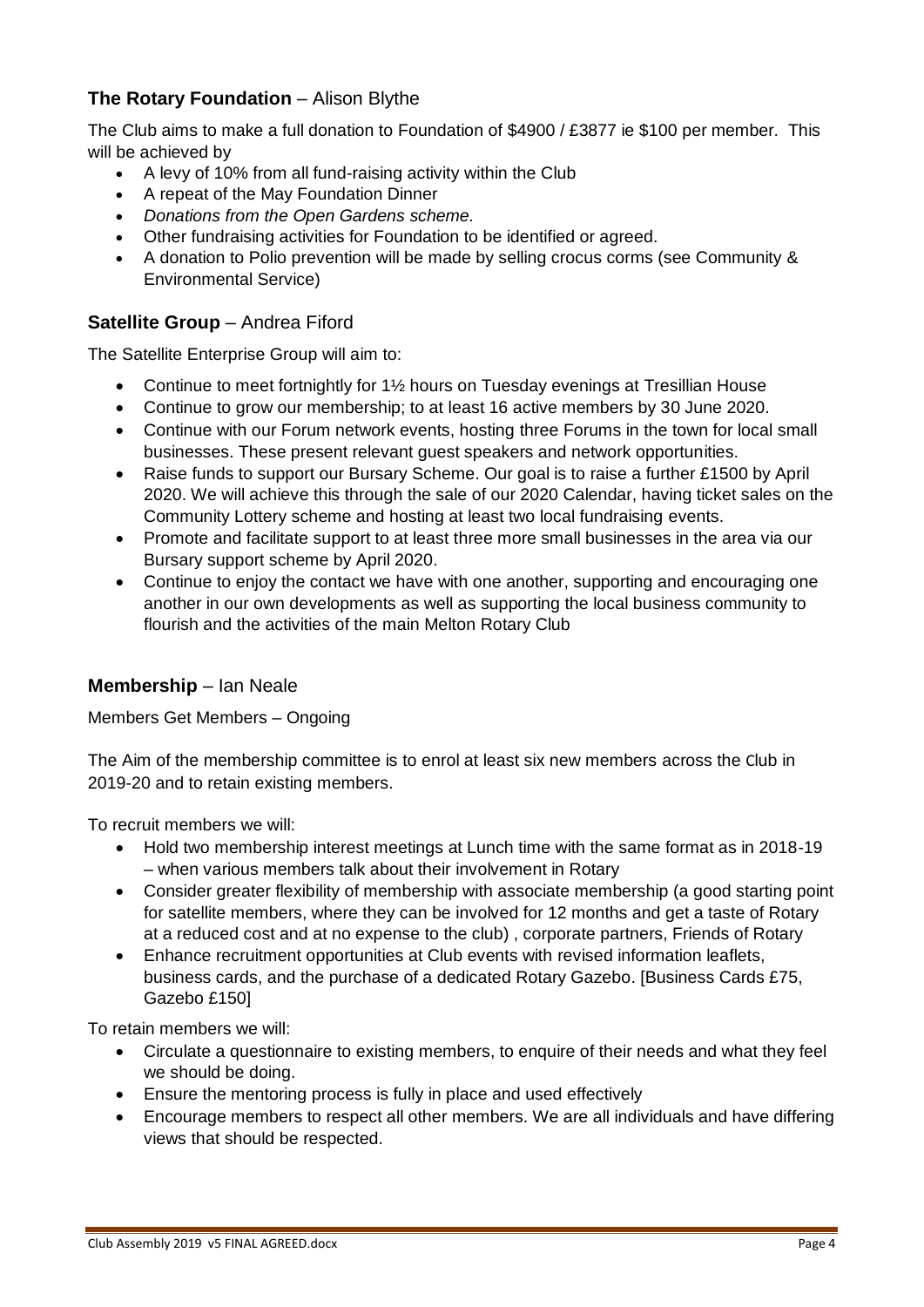### **The Rotary Foundation** – Alison Blythe

The Club aims to make a full donation to Foundation of $4900 / £3877 ie $100 per member. This will be achieved by

- A levy of 10% from all fund-raising activity within the Club
- A repeat of the May Foundation Dinner
- *Donations from the Open Gardens scheme.*
- Other fundraising activities for Foundation to be identified or agreed.
- A donation to Polio prevention will be made by selling crocus corms (see Community & Environmental Service)

### **Satellite Group** – Andrea Fiford

The Satellite Enterprise Group will aim to:

- Continue to meet fortnightly for 1½ hours on Tuesday evenings at Tresillian House
- Continue to grow our membership; to at least 16 active members by 30 June 2020.
- Continue with our Forum network events, hosting three Forums in the town for local small businesses. These present relevant guest speakers and network opportunities.
- Raise funds to support our Bursary Scheme. Our goal is to raise a further £1500 by April 2020. We will achieve this through the sale of our 2020 Calendar, having ticket sales on the Community Lottery scheme and hosting at least two local fundraising events.
- Promote and facilitate support to at least three more small businesses in the area via our Bursary support scheme by April 2020.
- Continue to enjoy the contact we have with one another, supporting and encouraging one another in our own developments as well as supporting the local business community to flourish and the activities of the main Melton Rotary Club

### **Membership** – Ian Neale

Members Get Members – Ongoing

The Aim of the membership committee is to enrol at least six new members across the Club in 2019-20 and to retain existing members.

To recruit members we will:

- Hold two membership interest meetings at Lunch time with the same format as in 2018-19 – when various members talk about their involvement in Rotary
- Consider greater flexibility of membership with associate membership (a good starting point for satellite members, where they can be involved for 12 months and get a taste of Rotary at a reduced cost and at no expense to the club) , corporate partners, Friends of Rotary
- Enhance recruitment opportunities at Club events with revised information leaflets, business cards, and the purchase of a dedicated Rotary Gazebo. [Business Cards £75, Gazebo £150]

To retain members we will:

- Circulate a questionnaire to existing members, to enquire of their needs and what they feel we should be doing.
- Ensure the mentoring process is fully in place and used effectively
- Encourage members to respect all other members. We are all individuals and have differing views that should be respected.